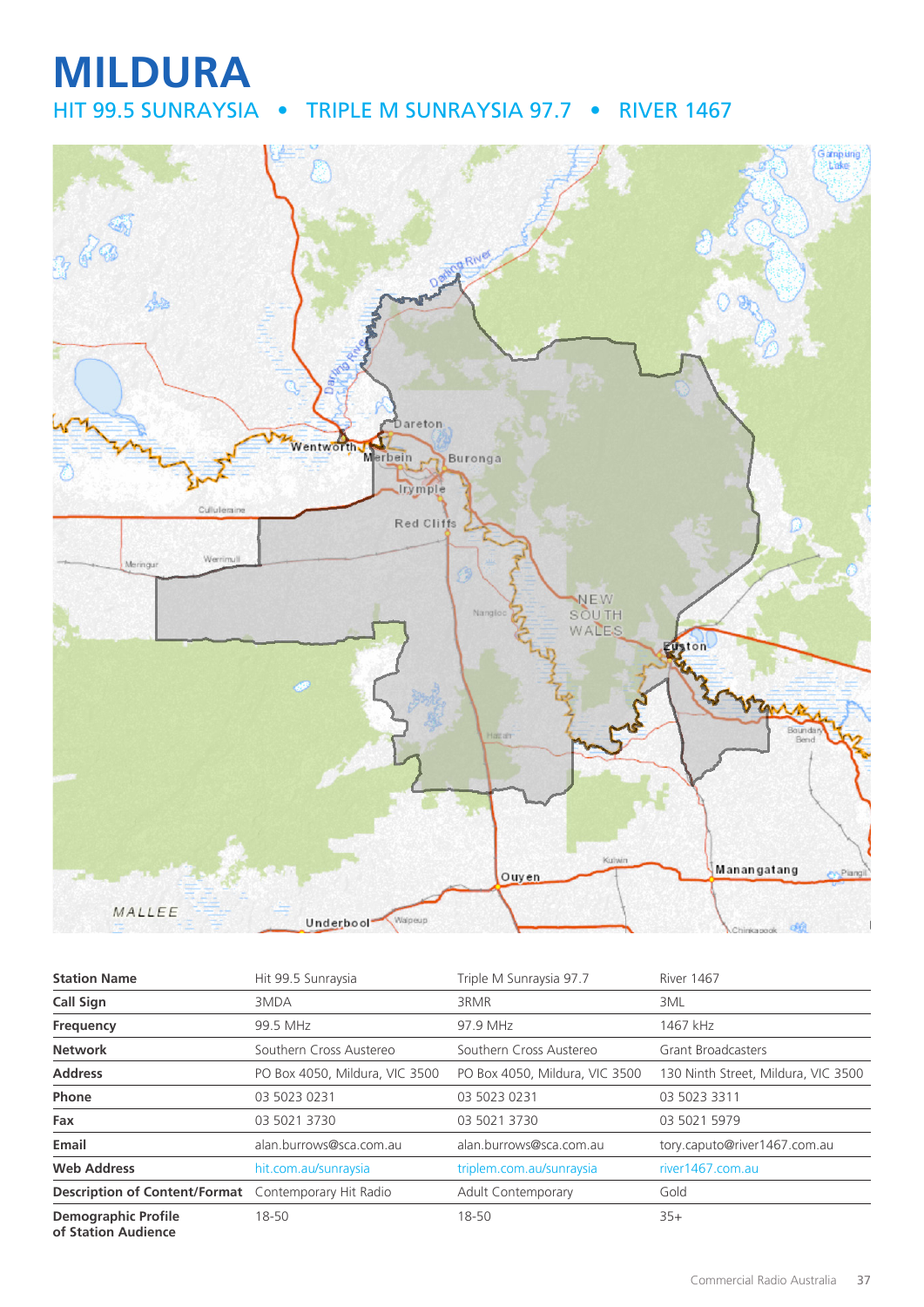# MILDURA

## HIT 99.5 SUNRAYSIA • TRIPLE M SUNRAYSIA 97.7 • RIVER 1467

| Station Name | Hit 99.5 Sunraysia | Triple M Sunraysia 97.7 | River 1467 |
|---|---|---|---|
| **Call Sign** | 3MDA | 3RMR | 3ML |
| **Frequency** | 99.5 MHz | 97.9 MHz | 1467 kHz |
| **Network** | Southern Cross Austereo | Southern Cross Austereo | Grant Broadcasters |
| **Address** | PO Box 4050, Mildura, VIC 3500 | PO Box 4050, Mildura, VIC 3500 | 130 Ninth Street, Mildura, VIC 3500 |
| **Phone** | 03 5023 0231 | 03 5023 0231 | 03 5023 3311 |
| **Fax** | 03 5021 3730 | 03 5021 3730 | 03 5021 5979 |
| **Email** | alan.burrows@sca.com.au | alan.burrows@sca.com.au | tory.caputo@river1467.com.au |
| **Web Address** | hit.com.au/sunraysia | triplem.com.au/sunraysia | river1467.com.au |
| **Description of Content/Format** | Contemporary Hit Radio | Adult Contemporary | Gold |
| **Demographic Profile of Station Audience** | 18-50 | 18-50 | 35+ |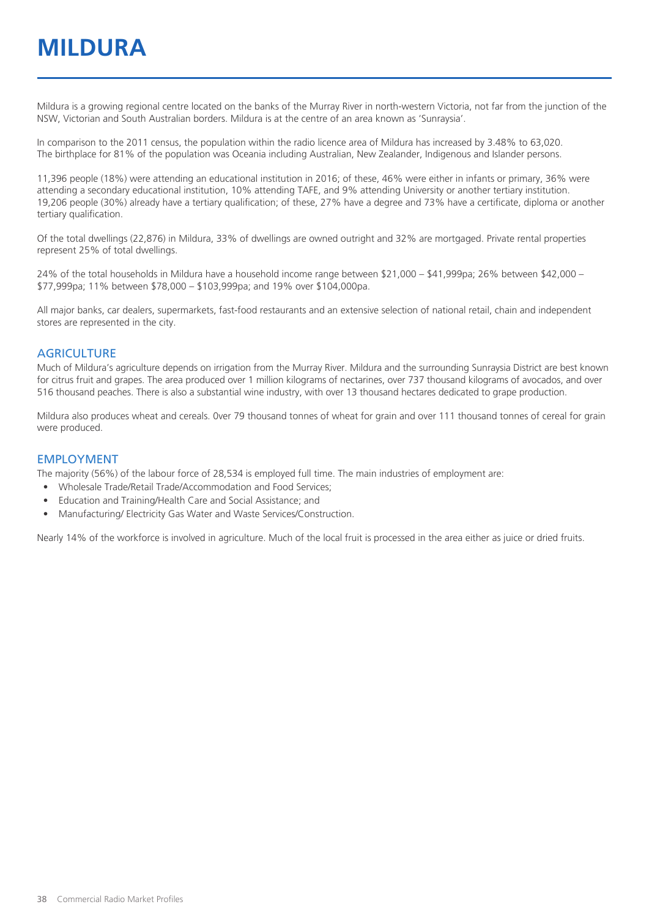# MILDURA

Mildura is a growing regional centre located on the banks of the Murray River in north-western Victoria, not far from the junction of the NSW, Victorian and South Australian borders. Mildura is at the centre of an area known as 'Sunraysia'.

In comparison to the 2011 census, the population within the radio licence area of Mildura has increased by 3.48% to 63,020. The birthplace for 81% of the population was Oceania including Australian, New Zealander, Indigenous and Islander persons.

11,396 people (18%) were attending an educational institution in 2016; of these, 46% were either in infants or primary, 36% were attending a secondary educational institution, 10% attending TAFE, and 9% attending University or another tertiary institution. 19,206 people (30%) already have a tertiary qualification; of these, 27% have a degree and 73% have a certificate, diploma or another tertiary qualification.

Of the total dwellings (22,876) in Mildura, 33% of dwellings are owned outright and 32% are mortgaged. Private rental properties represent 25% of total dwellings.

24% of the total households in Mildura have a household income range between $21,000 – $41,999pa; 26% between $42,000 – $77,999pa; 11% between $78,000 – $103,999pa; and 19% over $104,000pa.

All major banks, car dealers, supermarkets, fast-food restaurants and an extensive selection of national retail, chain and independent stores are represented in the city.

## AGRICULTURE

Much of Mildura's agriculture depends on irrigation from the Murray River. Mildura and the surrounding Sunraysia District are best known for citrus fruit and grapes. The area produced over 1 million kilograms of nectarines, over 737 thousand kilograms of avocados, and over 516 thousand peaches. There is also a substantial wine industry, with over 13 thousand hectares dedicated to grape production.

Mildura also produces wheat and cereals. 0ver 79 thousand tonnes of wheat for grain and over 111 thousand tonnes of cereal for grain were produced.

## EMPLOYMENT

The majority (56%) of the labour force of 28,534 is employed full time. The main industries of employment are:

- Wholesale Trade/Retail Trade/Accommodation and Food Services;
- Education and Training/Health Care and Social Assistance; and
- Manufacturing/ Electricity Gas Water and Waste Services/Construction.

Nearly 14% of the workforce is involved in agriculture. Much of the local fruit is processed in the area either as juice or dried fruits.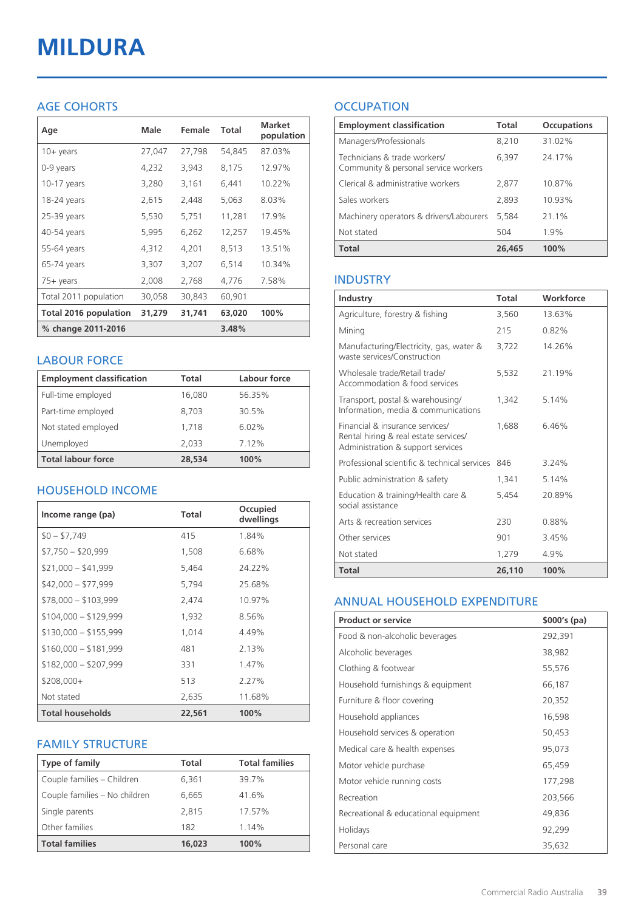# MILDURA

## AGE COHORTS

| Age | Male | Female | Total | Market population |
|---|---|---|---|---|
| 10+ years | 27,047 | 27,798 | 54,845 | 87.03% |
| 0-9 years | 4,232 | 3,943 | 8,175 | 12.97% |
| 10-17 years | 3,280 | 3,161 | 6,441 | 10.22% |
| 18-24 years | 2,615 | 2,448 | 5,063 | 8.03% |
| 25-39 years | 5,530 | 5,751 | 11,281 | 17.9% |
| 40-54 years | 5,995 | 6,262 | 12,257 | 19.45% |
| 55-64 years | 4,312 | 4,201 | 8,513 | 13.51% |
| 65-74 years | 3,307 | 3,207 | 6,514 | 10.34% |
| 75+ years | 2,008 | 2,768 | 4,776 | 7.58% |
| Total 2011 population | 30,058 | 30,843 | 60,901 | |
| **Total 2016 population** | **31,279** | **31,741** | **63,020** | **100%** |
| **% change 2011-2016** | | | **3.48%** | |

## LABOUR FORCE

| Employment classification | Total | Labour force |
|---|---|---|
| Full-time employed | 16,080 | 56.35% |
| Part-time employed | 8,703 | 30.5% |
| Not stated employed | 1,718 | 6.02% |
| Unemployed | 2,033 | 7.12% |
| **Total labour force** | **28,534** | **100%** |

## HOUSEHOLD INCOME

| Income range (pa) | Total | Occupied dwellings |
|---|---|---|
| $0 – $7,749 | 415 | 1.84% |
| $7,750 – $20,999 | 1,508 | 6.68% |
| $21,000 – $41,999 | 5,464 | 24.22% |
| $42,000 – $77,999 | 5,794 | 25.68% |
| $78,000 – $103,999 | 2,474 | 10.97% |
| $104,000 – $129,999 | 1,932 | 8.56% |
| $130,000 – $155,999 | 1,014 | 4.49% |
| $160,000 – $181,999 | 481 | 2.13% |
| $182,000 – $207,999 | 331 | 1.47% |
| $208,000+ | 513 | 2.27% |
| Not stated | 2,635 | 11.68% |
| **Total households** | **22,561** | **100%** |

## FAMILY STRUCTURE

| Type of family | Total | Total families |
|---|---|---|
| Couple families – Children | 6,361 | 39.7% |
| Couple families – No children | 6,665 | 41.6% |
| Single parents | 2,815 | 17.57% |
| Other families | 182 | 1.14% |
| **Total families** | **16,023** | **100%** |

## OCCUPATION

| Employment classification | Total | Occupations |
|---|---|---|
| Managers/Professionals | 8,210 | 31.02% |
| Technicians & trade workers/ Community & personal service workers | 6,397 | 24.17% |
| Clerical & administrative workers | 2,877 | 10.87% |
| Sales workers | 2,893 | 10.93% |
| Machinery operators & drivers/Labourers | 5,584 | 21.1% |
| Not stated | 504 | 1.9% |
| **Total** | **26,465** | **100%** |

## INDUSTRY

| Industry | Total | Workforce |
|---|---|---|
| Agriculture, forestry & fishing | 3,560 | 13.63% |
| Mining | 215 | 0.82% |
| Manufacturing/Electricity, gas, water & waste services/Construction | 3,722 | 14.26% |
| Wholesale trade/Retail trade/ Accommodation & food services | 5,532 | 21.19% |
| Transport, postal & warehousing/ Information, media & communications | 1,342 | 5.14% |
| Financial & insurance services/ Rental hiring & real estate services/ Administration & support services | 1,688 | 6.46% |
| Professional scientific & technical services | 846 | 3.24% |
| Public administration & safety | 1,341 | 5.14% |
| Education & training/Health care & social assistance | 5,454 | 20.89% |
| Arts & recreation services | 230 | 0.88% |
| Other services | 901 | 3.45% |
| Not stated | 1,279 | 4.9% |
| **Total** | **26,110** | **100%** |

## ANNUAL HOUSEHOLD EXPENDITURE

| Product or service | $000's (pa) |
|---|---|
| Food & non-alcoholic beverages | 292,391 |
| Alcoholic beverages | 38,982 |
| Clothing & footwear | 55,576 |
| Household furnishings & equipment | 66,187 |
| Furniture & floor covering | 20,352 |
| Household appliances | 16,598 |
| Household services & operation | 50,453 |
| Medical care & health expenses | 95,073 |
| Motor vehicle purchase | 65,459 |
| Motor vehicle running costs | 177,298 |
| Recreation | 203,566 |
| Recreational & educational equipment | 49,836 |
| Holidays | 92,299 |
| Personal care | 35,632 |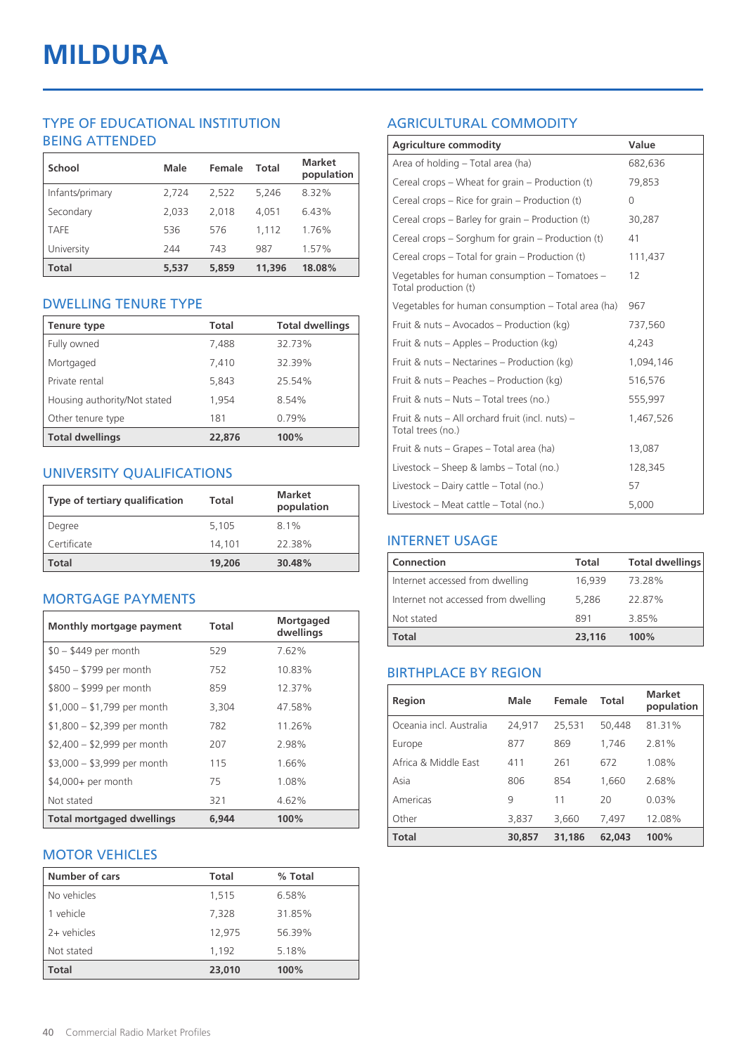# MILDURA

## TYPE OF EDUCATIONAL INSTITUTION BEING ATTENDED

| School | Male | Female | Total | Market population |
|---|---|---|---|---|
| Infants/primary | 2,724 | 2,522 | 5,246 | 8.32% |
| Secondary | 2,033 | 2,018 | 4,051 | 6.43% |
| TAFE | 536 | 576 | 1,112 | 1.76% |
| University | 244 | 743 | 987 | 1.57% |
| **Total** | **5,537** | **5,859** | **11,396** | **18.08%** |

## DWELLING TENURE TYPE

| Tenure type | Total | Total dwellings |
|---|---|---|
| Fully owned | 7,488 | 32.73% |
| Mortgaged | 7,410 | 32.39% |
| Private rental | 5,843 | 25.54% |
| Housing authority/Not stated | 1,954 | 8.54% |
| Other tenure type | 181 | 0.79% |
| **Total dwellings** | **22,876** | **100%** |

## UNIVERSITY QUALIFICATIONS

| Type of tertiary qualification | Total | Market population |
|---|---|---|
| Degree | 5,105 | 8.1% |
| Certificate | 14,101 | 22.38% |
| **Total** | **19,206** | **30.48%** |

## MORTGAGE PAYMENTS

| Monthly mortgage payment | Total | Mortgaged dwellings |
|---|---|---|
| $0 – $449 per month | 529 | 7.62% |
| $450 – $799 per month | 752 | 10.83% |
| $800 – $999 per month | 859 | 12.37% |
| $1,000 – $1,799 per month | 3,304 | 47.58% |
| $1,800 – $2,399 per month | 782 | 11.26% |
| $2,400 – $2,999 per month | 207 | 2.98% |
| $3,000 – $3,999 per month | 115 | 1.66% |
| $4,000+ per month | 75 | 1.08% |
| Not stated | 321 | 4.62% |
| **Total mortgaged dwellings** | **6,944** | **100%** |

## MOTOR VEHICLES

| Number of cars | Total | % Total |
|---|---|---|
| No vehicles | 1,515 | 6.58% |
| 1 vehicle | 7,328 | 31.85% |
| 2+ vehicles | 12,975 | 56.39% |
| Not stated | 1,192 | 5.18% |
| **Total** | **23,010** | **100%** |

## AGRICULTURAL COMMODITY

| Agriculture commodity | Value |
|---|---|
| Area of holding – Total area (ha) | 682,636 |
| Cereal crops – Wheat for grain – Production (t) | 79,853 |
| Cereal crops – Rice for grain – Production (t) | 0 |
| Cereal crops – Barley for grain – Production (t) | 30,287 |
| Cereal crops – Sorghum for grain – Production (t) | 41 |
| Cereal crops – Total for grain – Production (t) | 111,437 |
| Vegetables for human consumption – Tomatoes – Total production (t) | 12 |
| Vegetables for human consumption – Total area (ha) | 967 |
| Fruit & nuts – Avocados – Production (kg) | 737,560 |
| Fruit & nuts – Apples – Production (kg) | 4,243 |
| Fruit & nuts – Nectarines – Production (kg) | 1,094,146 |
| Fruit & nuts – Peaches – Production (kg) | 516,576 |
| Fruit & nuts – Nuts – Total trees (no.) | 555,997 |
| Fruit & nuts – All orchard fruit (incl. nuts) – Total trees (no.) | 1,467,526 |
| Fruit & nuts – Grapes – Total area (ha) | 13,087 |
| Livestock – Sheep & lambs – Total (no.) | 128,345 |
| Livestock – Dairy cattle – Total (no.) | 57 |
| Livestock – Meat cattle – Total (no.) | 5,000 |

## INTERNET USAGE

| Connection | Total | Total dwellings |
|---|---|---|
| Internet accessed from dwelling | 16,939 | 73.28% |
| Internet not accessed from dwelling | 5,286 | 22.87% |
| Not stated | 891 | 3.85% |
| **Total** | **23,116** | **100%** |

## BIRTHPLACE BY REGION

| Region | Male | Female | Total | Market population |
|---|---|---|---|---|
| Oceania incl. Australia | 24,917 | 25,531 | 50,448 | 81.31% |
| Europe | 877 | 869 | 1,746 | 2.81% |
| Africa & Middle East | 411 | 261 | 672 | 1.08% |
| Asia | 806 | 854 | 1,660 | 2.68% |
| Americas | 9 | 11 | 20 | 0.03% |
| Other | 3,837 | 3,660 | 7,497 | 12.08% |
| **Total** | **30,857** | **31,186** | **62,043** | **100%** |